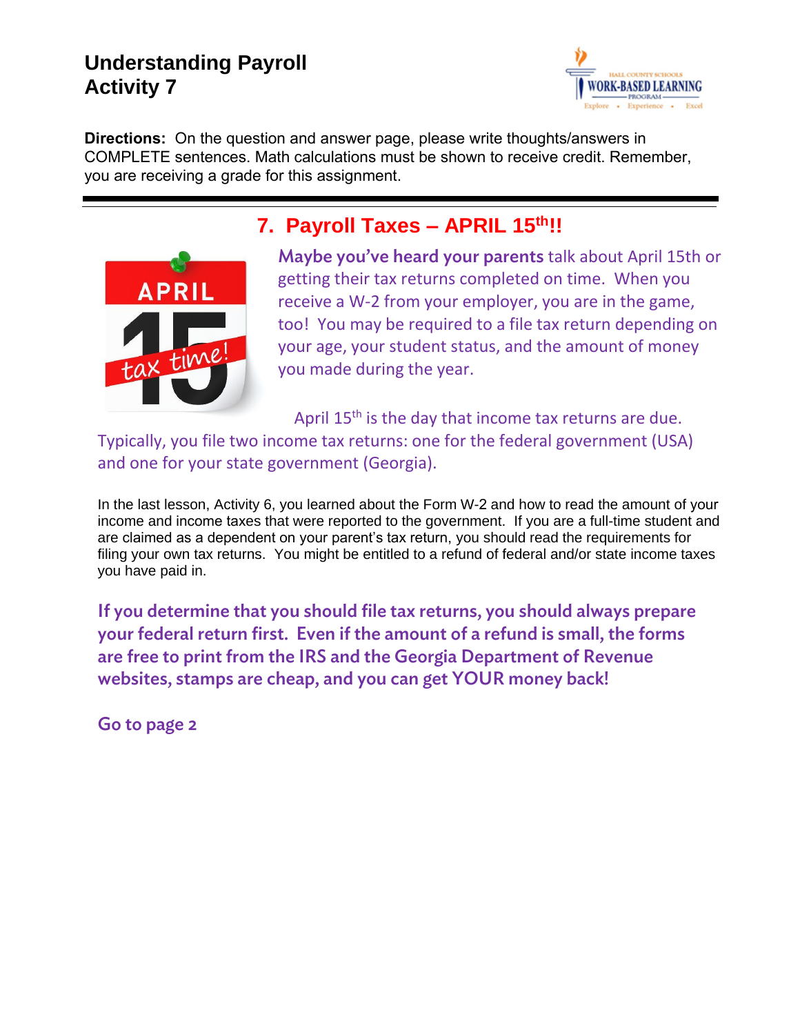# Understanding Payroll
# Activity 7

**Directions:** On the question and answer page, please write thoughts/answers in COMPLETE sentences. Math calculations must be shown to receive credit. Remember, you are receiving a grade for this assignment.

---

## 7. Payroll Taxes – APRIL 15th!!

**Maybe you've heard your parents** talk about April 15th or getting their tax returns completed on time. When you receive a W-2 from your employer, you are in the game, too! You may be required to a file tax return depending on your age, your student status, and the amount of money you made during the year.

April 15th is the day that income tax returns are due. Typically, you file two income tax returns: one for the federal government (USA) and one for your state government (Georgia).

In the last lesson, Activity 6, you learned about the Form W-2 and how to read the amount of your income and income taxes that were reported to the government. If you are a full-time student and are claimed as a dependent on your parent's tax return, you should read the requirements for filing your own tax returns. You might be entitled to a refund of federal and/or state income taxes you have paid in.

**If you determine that you should file tax returns, you should always prepare your federal return first. Even if the amount of a refund is small, the forms are free to print from the IRS and the Georgia Department of Revenue websites, stamps are cheap, and you can get YOUR money back!**

**Go to page 2**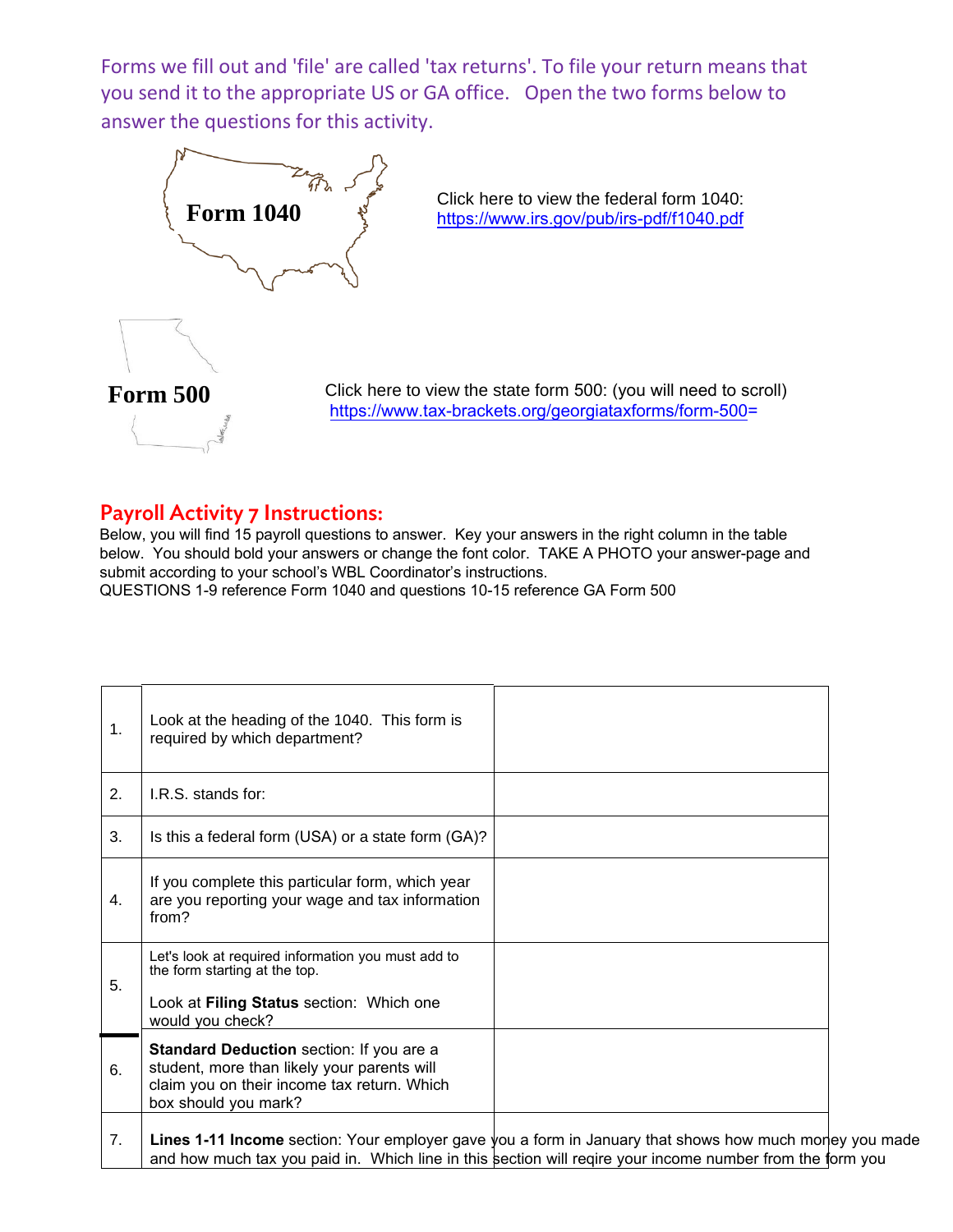Forms we fill out and 'file' are called 'tax returns'. To file your return means that you send it to the appropriate US or GA office. Open the two forms below to answer the questions for this activity.

**Form 1040**

Click here to view the federal form 1040:
https://www.irs.gov/pub/irs-pdf/f1040.pdf

**Form 500**

Click here to view the state form 500: (you will need to scroll)
https://www.tax-brackets.org/georgiataxforms/form-500=

## Payroll Activity 7 Instructions:

Below, you will find 15 payroll questions to answer. Key your answers in the right column in the table below. You should bold your answers or change the font color. TAKE A PHOTO your answer-page and submit according to your school's WBL Coordinator's instructions.
QUESTIONS 1-9 reference Form 1040 and questions 10-15 reference GA Form 500

| | | |
|---|---|---|
| 1. | Look at the heading of the 1040. This form is required by which department? | |
| 2. | I.R.S. stands for: | |
| 3. | Is this a federal form (USA) or a state form (GA)? | |
| 4. | If you complete this particular form, which year are you reporting your wage and tax information from? | |
| 5. | Let's look at required information you must add to the form starting at the top.<br><br>Look at **Filing Status** section: Which one would you check? | |
| 6. | **Standard Deduction** section: If you are a student, more than likely your parents will claim you on their income tax return. Which box should you mark? | |
| 7. | **Lines 1-11 Income** section: Your employer gave you a form in January that shows how much money you made and how much tax you paid in. Which line in this section will reqire your income number from the form you | |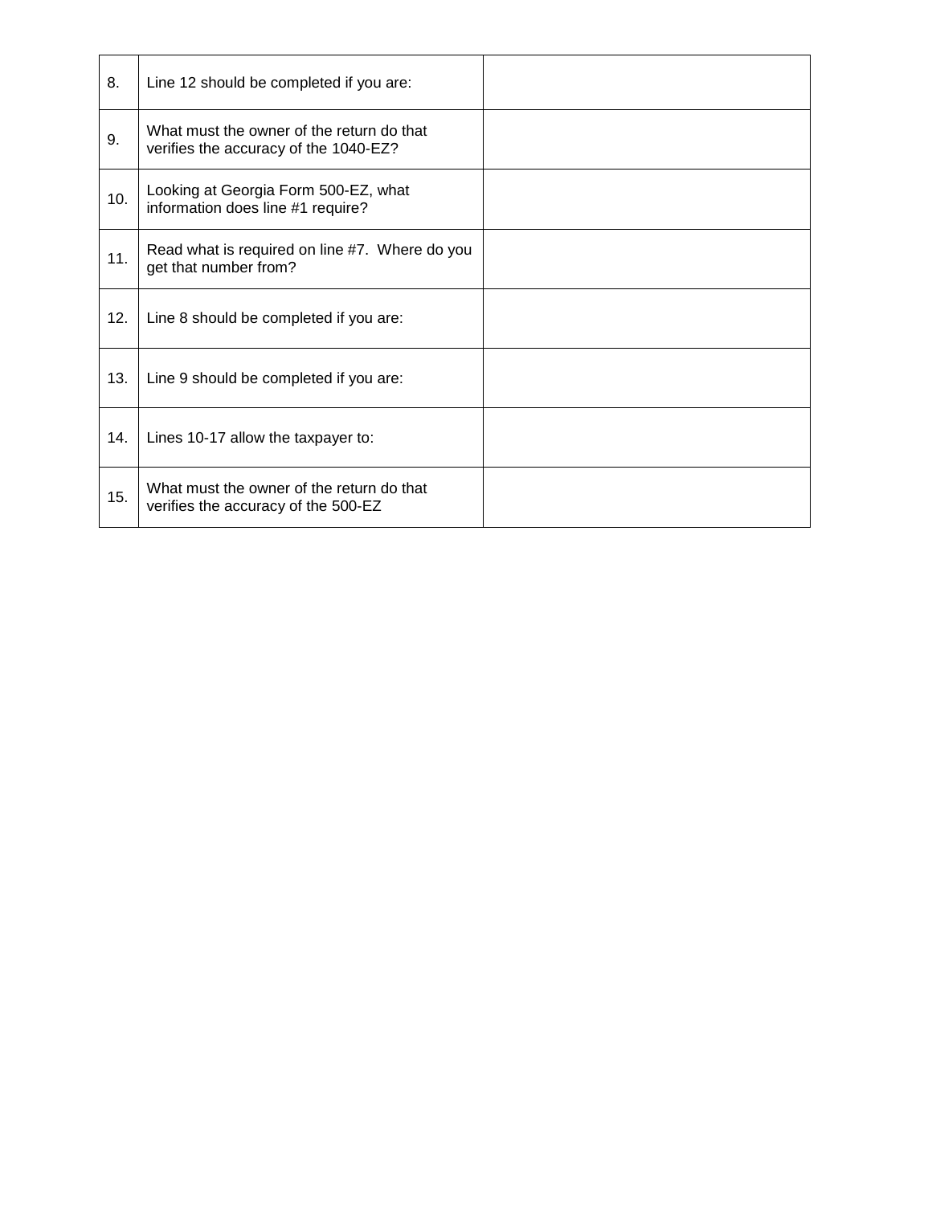| | | |
|---|---|---|
| 8. | Line 12 should be completed if you are: | |
| 9. | What must the owner of the return do that verifies the accuracy of the 1040-EZ? | |
| 10. | Looking at Georgia Form 500-EZ, what information does line #1 require? | |
| 11. | Read what is required on line #7. Where do you get that number from? | |
| 12. | Line 8 should be completed if you are: | |
| 13. | Line 9 should be completed if you are: | |
| 14. | Lines 10-17 allow the taxpayer to: | |
| 15. | What must the owner of the return do that verifies the accuracy of the 500-EZ | |